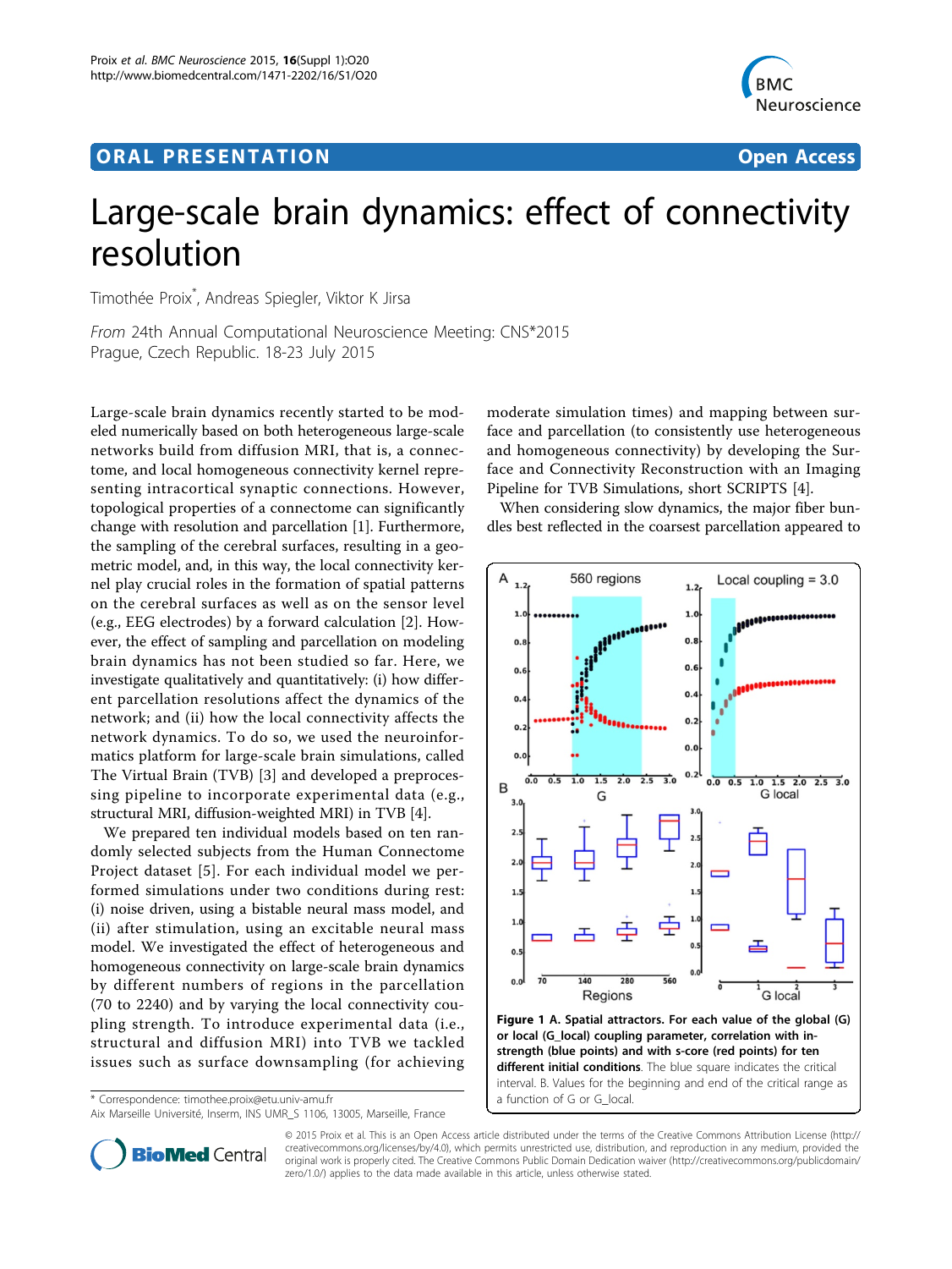ORAL PRESENTATION Open Access

# Large-scale brain dynamics: effect of connectivity resolution

Timothée Proix*, Andreas Spiegler, Viktor K Jirsa

*From* 24th Annual Computational Neuroscience Meeting: CNS*2015
Prague, Czech Republic. 18-23 July 2015

Large-scale brain dynamics recently started to be modeled numerically based on both heterogeneous large-scale networks build from diffusion MRI, that is, a connectome, and local homogeneous connectivity kernel representing intracortical synaptic connections. However, topological properties of a connectome can significantly change with resolution and parcellation [1]. Furthermore, the sampling of the cerebral surfaces, resulting in a geometric model, and, in this way, the local connectivity kernel play crucial roles in the formation of spatial patterns on the cerebral surfaces as well as on the sensor level (e.g., EEG electrodes) by a forward calculation [2]. However, the effect of sampling and parcellation on modeling brain dynamics has not been studied so far. Here, we investigate qualitatively and quantitatively: (i) how different parcellation resolutions affect the dynamics of the network; and (ii) how the local connectivity affects the network dynamics. To do so, we used the neuroinformatics platform for large-scale brain simulations, called The Virtual Brain (TVB) [3] and developed a preprocessing pipeline to incorporate experimental data (e.g., structural MRI, diffusion-weighted MRI) in TVB [4].

We prepared ten individual models based on ten randomly selected subjects from the Human Connectome Project dataset [5]. For each individual model we performed simulations under two conditions during rest: (i) noise driven, using a bistable neural mass model, and (ii) after stimulation, using an excitable neural mass model. We investigated the effect of heterogeneous and homogeneous connectivity on large-scale brain dynamics by different numbers of regions in the parcellation (70 to 2240) and by varying the local connectivity coupling strength. To introduce experimental data (i.e., structural and diffusion MRI) into TVB we tackled issues such as surface downsampling (for achieving moderate simulation times) and mapping between surface and parcellation (to consistently use heterogeneous and homogeneous connectivity) by developing the Surface and Connectivity Reconstruction with an Imaging Pipeline for TVB Simulations, short SCRIPTS [4].

When considering slow dynamics, the major fiber bundles best reflected in the coarsest parcellation appeared to

**Figure 1 A. Spatial attractors. For each value of the global (G) or local (G_local) coupling parameter, correlation with in-strength (blue points) and with s-core (red points) for ten different initial conditions**. The blue square indicates the critical interval. B. Values for the beginning and end of the critical range as a function of G or G_local.

* Correspondence: timothee.proix@etu.univ-amu.fr
Aix Marseille Université, Inserm, INS UMR_S 1106, 13005, Marseille, France

© 2015 Proix et al. This is an Open Access article distributed under the terms of the Creative Commons Attribution License (http://creativecommons.org/licenses/by/4.0), which permits unrestricted use, distribution, and reproduction in any medium, provided the original work is properly cited. The Creative Commons Public Domain Dedication waiver (http://creativecommons.org/publicdomain/zero/1.0/) applies to the data made available in this article, unless otherwise stated.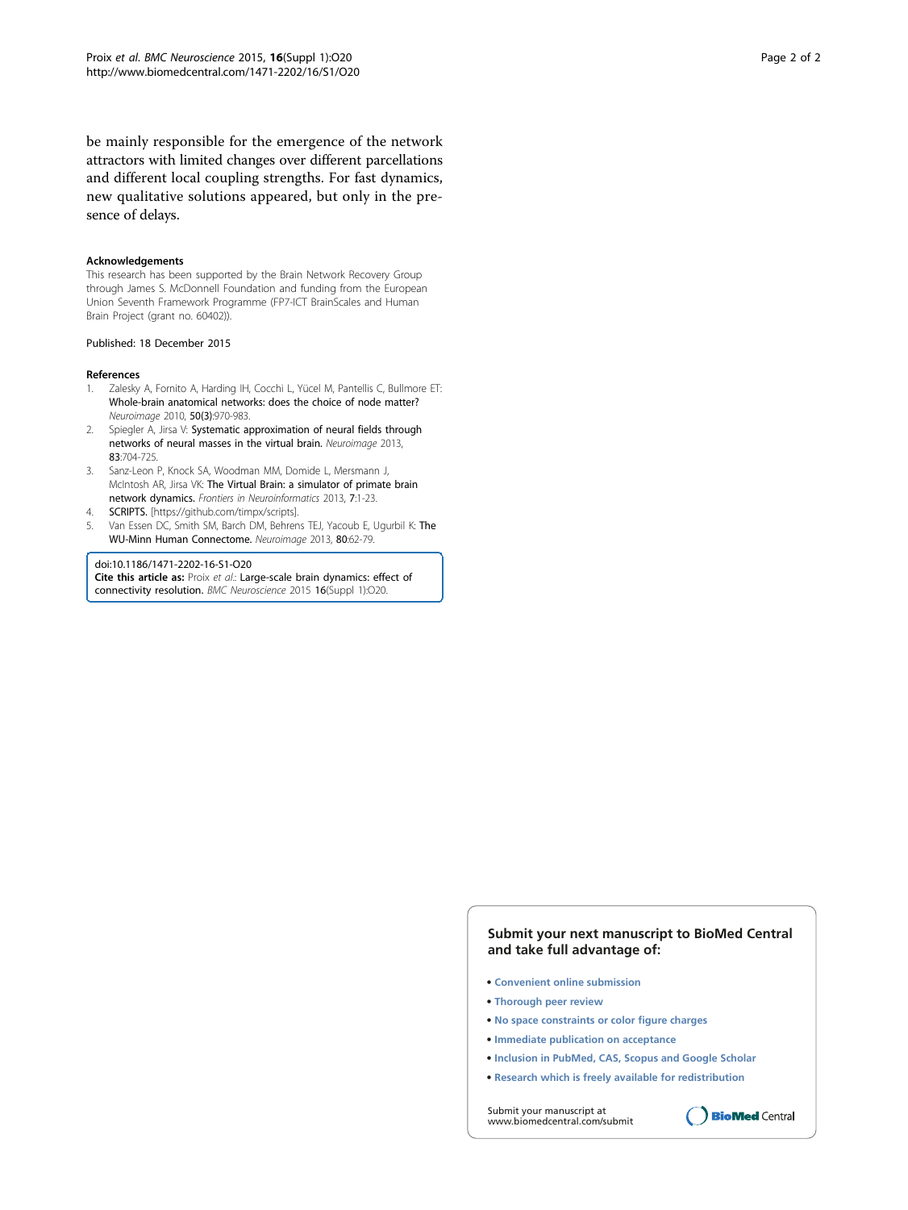be mainly responsible for the emergence of the network attractors with limited changes over different parcellations and different local coupling strengths. For fast dynamics, new qualitative solutions appeared, but only in the presence of delays.

#### Acknowledgements

This research has been supported by the Brain Network Recovery Group through James S. McDonnell Foundation and funding from the European Union Seventh Framework Programme (FP7-ICT BrainScales and Human Brain Project (grant no. 60402)).

Published: 18 December 2015

#### References

1. Zalesky A, Fornito A, Harding IH, Cocchi L, Yücel M, Pantellis C, Bullmore ET: **Whole-brain anatomical networks: does the choice of node matter?** *Neuroimage* 2010, **50(3)**:970-983.
2. Spiegler A, Jirsa V: **Systematic approximation of neural fields through networks of neural masses in the virtual brain.** *Neuroimage* 2013, **83**:704-725.
3. Sanz-Leon P, Knock SA, Woodman MM, Domide L, Mersmann J, McIntosh AR, Jirsa VK: **The Virtual Brain: a simulator of primate brain network dynamics.** *Frontiers in Neuroinformatics* 2013, **7**:1-23.
4. **SCRIPTS.** [https://github.com/timpx/scripts].
5. Van Essen DC, Smith SM, Barch DM, Behrens TEJ, Yacoub E, Ugurbil K: **The WU-Minn Human Connectome.** *Neuroimage* 2013, **80**:62-79.

doi:10.1186/1471-2202-16-S1-O20

**Cite this article as:** Proix *et al.*: Large-scale brain dynamics: effect of connectivity resolution. *BMC Neuroscience* 2015 **16**(Suppl 1):O20.

**Submit your next manuscript to BioMed Central and take full advantage of:**

- **Convenient online submission**
- **Thorough peer review**
- **No space constraints or color figure charges**
- **Immediate publication on acceptance**
- **Inclusion in PubMed, CAS, Scopus and Google Scholar**
- **Research which is freely available for redistribution**

Submit your manuscript at www.biomedcentral.com/submit

BioMed Central